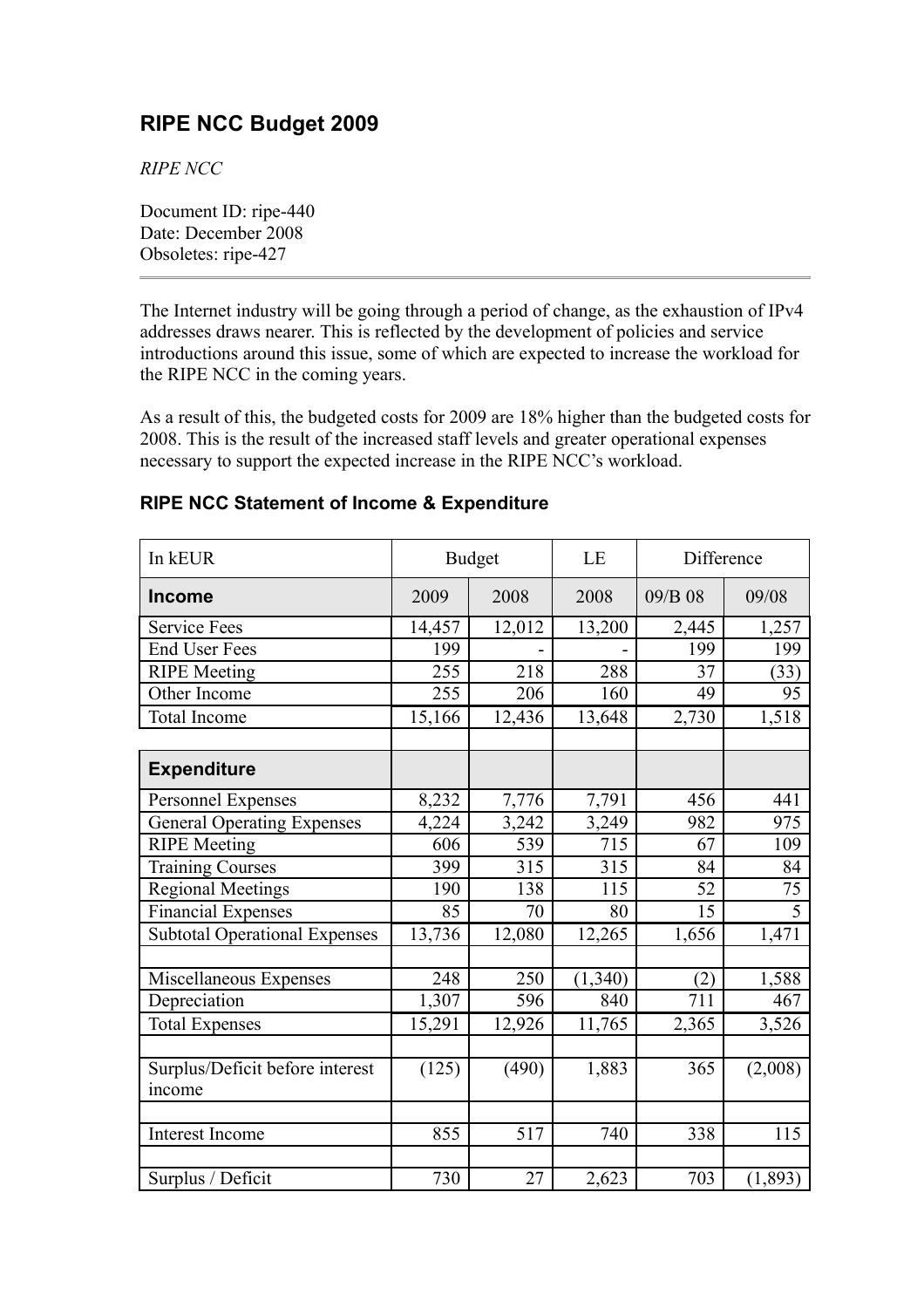# RIPE NCC Budget 2009

*RIPE NCC*

Document ID: ripe-440
Date: December 2008
Obsoletes: ripe-427

---

The Internet industry will be going through a period of change, as the exhaustion of IPv4 addresses draws nearer. This is reflected by the development of policies and service introductions around this issue, some of which are expected to increase the workload for the RIPE NCC in the coming years.

As a result of this, the budgeted costs for 2009 are 18% higher than the budgeted costs for 2008. This is the result of the increased staff levels and greater operational expenses necessary to support the expected increase in the RIPE NCC's workload.

## RIPE NCC Statement of Income & Expenditure

| In kEUR | Budget | | LE | Difference | |
|---|---|---|---|---|---|
| **Income** | 2009 | 2008 | 2008 | 09/B 08 | 09/08 |
| Service Fees | 14,457 | 12,012 | 13,200 | 2,445 | 1,257 |
| End User Fees | 199 | - | - | 199 | 199 |
| RIPE Meeting | 255 | 218 | 288 | 37 | (33) |
| Other Income | 255 | 206 | 160 | 49 | 95 |
| Total Income | 15,166 | 12,436 | 13,648 | 2,730 | 1,518 |
| | | | | | |
| **Expenditure** | | | | | |
| Personnel Expenses | 8,232 | 7,776 | 7,791 | 456 | 441 |
| General Operating Expenses | 4,224 | 3,242 | 3,249 | 982 | 975 |
| RIPE Meeting | 606 | 539 | 715 | 67 | 109 |
| Training Courses | 399 | 315 | 315 | 84 | 84 |
| Regional Meetings | 190 | 138 | 115 | 52 | 75 |
| Financial Expenses | 85 | 70 | 80 | 15 | 5 |
| Subtotal Operational Expenses | 13,736 | 12,080 | 12,265 | 1,656 | 1,471 |
| | | | | | |
| Miscellaneous Expenses | 248 | 250 | (1,340) | (2) | 1,588 |
| Depreciation | 1,307 | 596 | 840 | 711 | 467 |
| Total Expenses | 15,291 | 12,926 | 11,765 | 2,365 | 3,526 |
| | | | | | |
| Surplus/Deficit before interest income | (125) | (490) | 1,883 | 365 | (2,008) |
| | | | | | |
| Interest Income | 855 | 517 | 740 | 338 | 115 |
| | | | | | |
| Surplus / Deficit | 730 | 27 | 2,623 | 703 | (1,893) |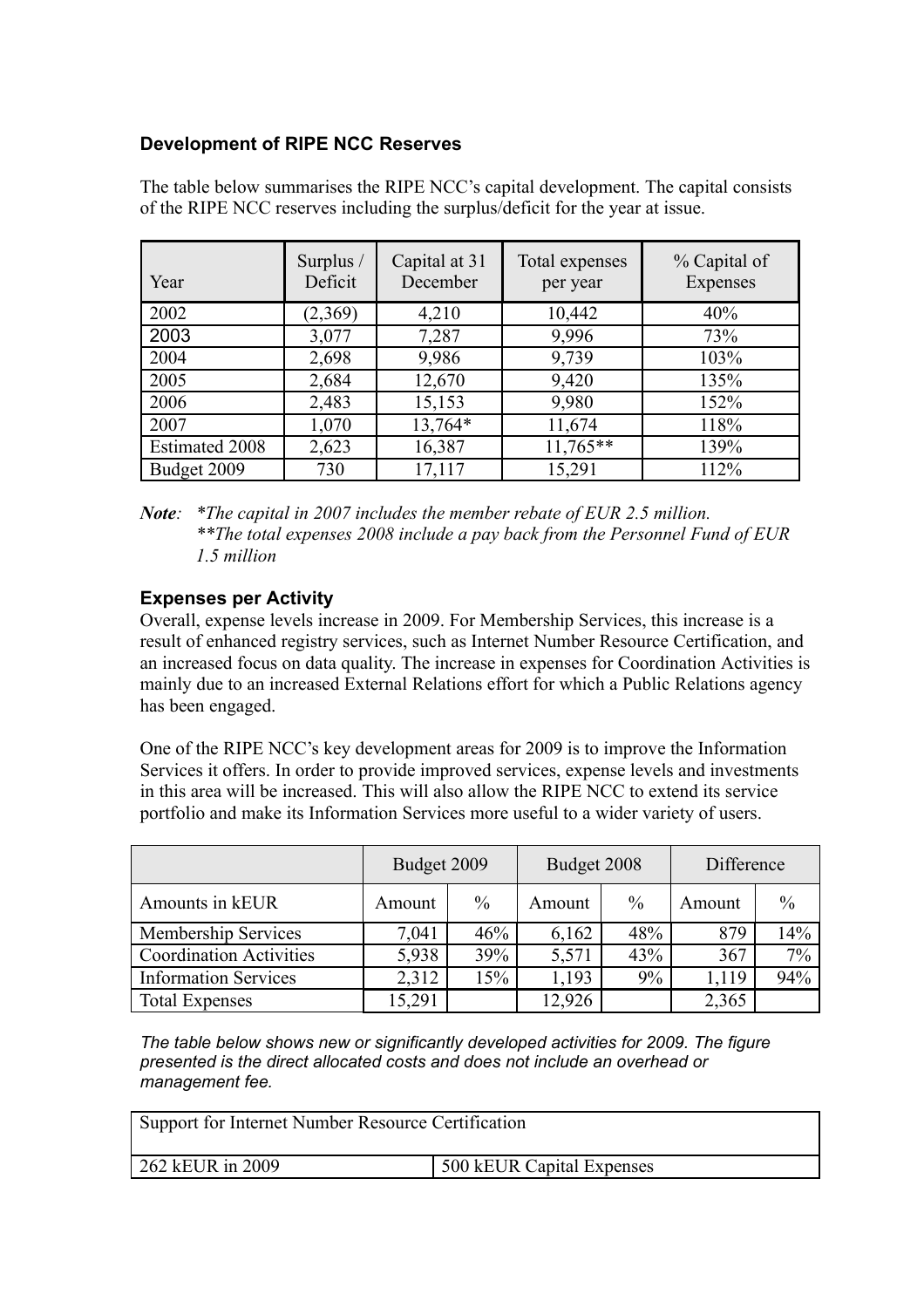### Development of RIPE NCC Reserves

The table below summarises the RIPE NCC's capital development. The capital consists of the RIPE NCC reserves including the surplus/deficit for the year at issue.

| Year | Surplus / Deficit | Capital at 31 December | Total expenses per year | % Capital of Expenses |
|---|---|---|---|---|
| 2002 | (2,369) | 4,210 | 10,442 | 40% |
| 2003 | 3,077 | 7,287 | 9,996 | 73% |
| 2004 | 2,698 | 9,986 | 9,739 | 103% |
| 2005 | 2,684 | 12,670 | 9,420 | 135% |
| 2006 | 2,483 | 15,153 | 9,980 | 152% |
| 2007 | 1,070 | 13,764* | 11,674 | 118% |
| Estimated 2008 | 2,623 | 16,387 | 11,765** | 139% |
| Budget 2009 | 730 | 17,117 | 15,291 | 112% |

***Note**:* **The capital in 2007 includes the member rebate of EUR 2.5 million.*
***The total expenses 2008 include a pay back from the Personnel Fund of EUR 1.5 million*

### Expenses per Activity

Overall, expense levels increase in 2009. For Membership Services, this increase is a result of enhanced registry services, such as Internet Number Resource Certification, and an increased focus on data quality. The increase in expenses for Coordination Activities is mainly due to an increased External Relations effort for which a Public Relations agency has been engaged.

One of the RIPE NCC's key development areas for 2009 is to improve the Information Services it offers. In order to provide improved services, expense levels and investments in this area will be increased. This will also allow the RIPE NCC to extend its service portfolio and make its Information Services more useful to a wider variety of users.

| | Budget 2009 | | Budget 2008 | | Difference | |
|---|---|---|---|---|---|---|
| Amounts in kEUR | Amount | % | Amount | % | Amount | % |
| Membership Services | 7,041 | 46% | 6,162 | 48% | 879 | 14% |
| Coordination Activities | 5,938 | 39% | 5,571 | 43% | 367 | 7% |
| Information Services | 2,312 | 15% | 1,193 | 9% | 1,119 | 94% |
| Total Expenses | 15,291 | | 12,926 | | 2,365 | |

*The table below shows new or significantly developed activities for 2009. The figure presented is the direct allocated costs and does not include an overhead or management fee.*

| Support for Internet Number Resource Certification | |
|---|---|
| 262 kEUR in 2009 | 500 kEUR Capital Expenses |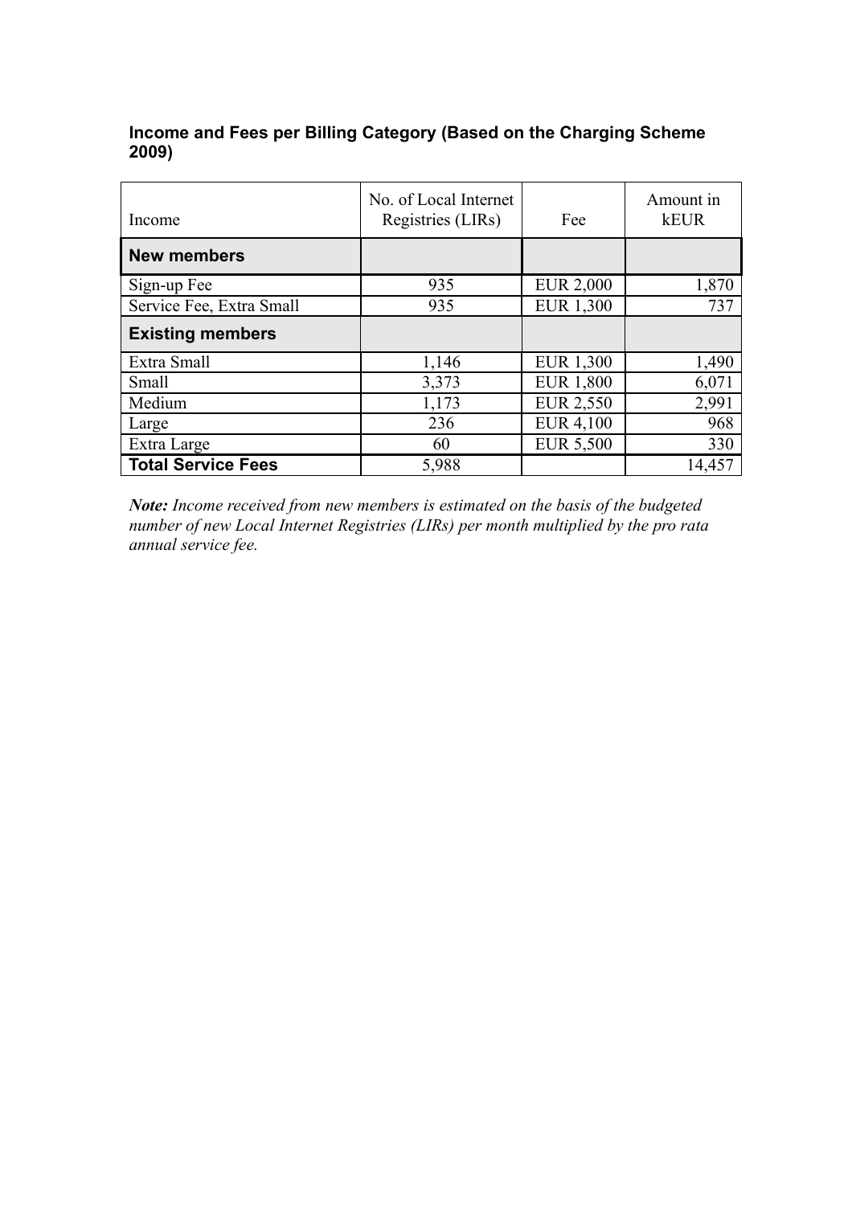### Income and Fees per Billing Category (Based on the Charging Scheme 2009)

| Income | No. of Local Internet Registries (LIRs) | Fee | Amount in kEUR |
|---|---|---|---|
| **New members** | | | |
| Sign-up Fee | 935 | EUR 2,000 | 1,870 |
| Service Fee, Extra Small | 935 | EUR 1,300 | 737 |
| **Existing members** | | | |
| Extra Small | 1,146 | EUR 1,300 | 1,490 |
| Small | 3,373 | EUR 1,800 | 6,071 |
| Medium | 1,173 | EUR 2,550 | 2,991 |
| Large | 236 | EUR 4,100 | 968 |
| Extra Large | 60 | EUR 5,500 | 330 |
| **Total Service Fees** | 5,988 | | 14,457 |

***Note:*** *Income received from new members is estimated on the basis of the budgeted number of new Local Internet Registries (LIRs) per month multiplied by the pro rata annual service fee.*